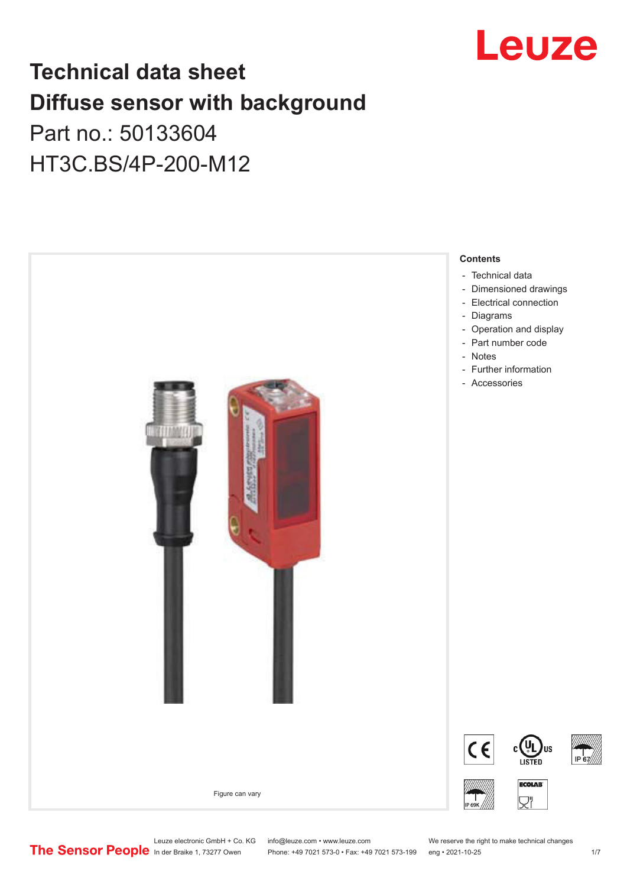# Technical data sheet

# Diffuse sensor with background

Part no.: 50133604

HT3C.BS/4P-200-M12

Figure can vary

**Contents**

- Technical data
- Dimensioned drawings
- Electrical connection
- Diagrams
- Operation and display
- Part number code
- Notes
- Further information
- Accessories

Leuze electronic GmbH + Co. KG
In der Braike 1, 73277 Owen

info@leuze.com • www.leuze.com
Phone: +49 7021 573-0 • Fax: +49 7021 573-199

We reserve the right to make technical changes
eng • 2021-10-25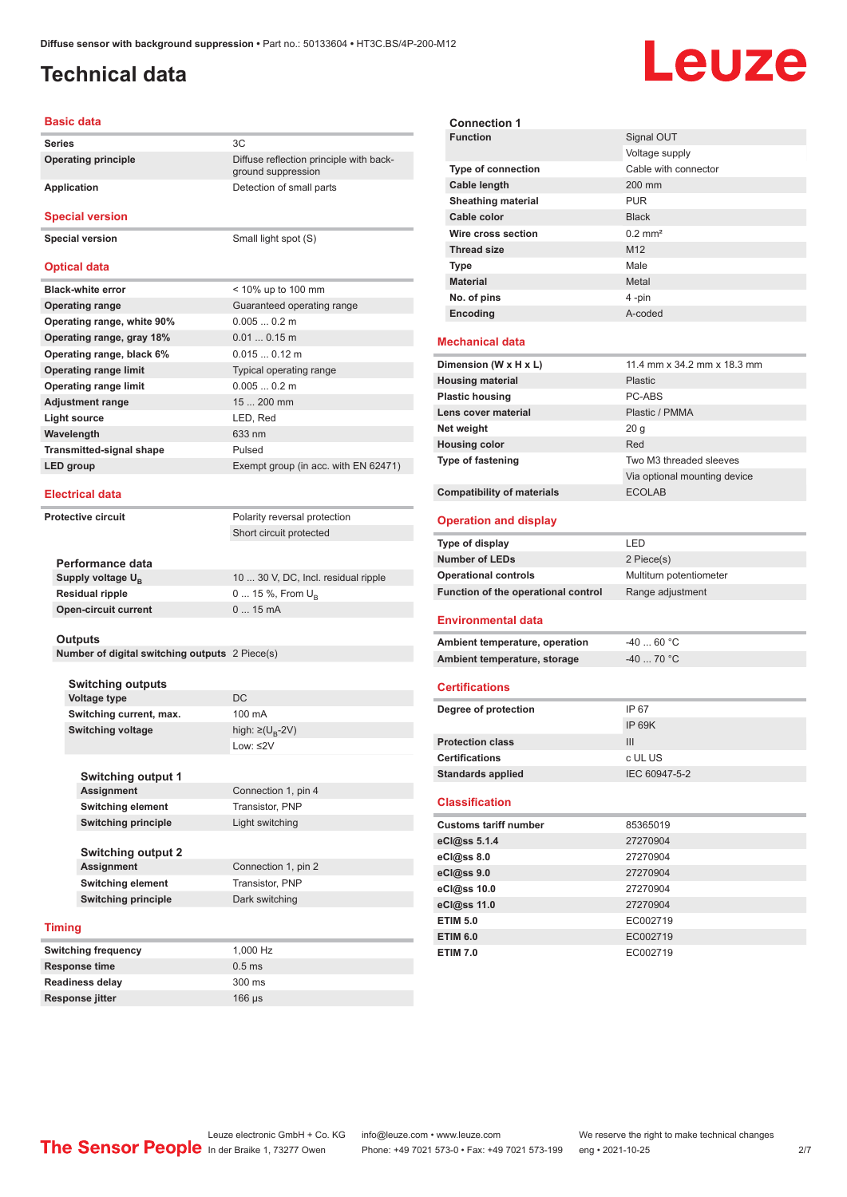Diffuse sensor with background suppression • Part no.: 50133604 • HT3C.BS/4P-200-M12

# Technical data

## Basic data

| | |
|---|---|
| **Series** | 3C |
| **Operating principle** | Diffuse reflection principle with background suppression |
| **Application** | Detection of small parts |

## Special version

| | |
|---|---|
| **Special version** | Small light spot (S) |

## Optical data

| | |
|---|---|
| **Black-white error** | < 10% up to 100 mm |
| **Operating range** | Guaranteed operating range |
| **Operating range, white 90%** | 0.005 ... 0.2 m |
| **Operating range, gray 18%** | 0.01 ... 0.15 m |
| **Operating range, black 6%** | 0.015 ... 0.12 m |
| **Operating range limit** | Typical operating range |
| **Operating range limit** | 0.005 ... 0.2 m |
| **Adjustment range** | 15 ... 200 mm |
| **Light source** | LED, Red |
| **Wavelength** | 633 nm |
| **Transmitted-signal shape** | Pulsed |
| **LED group** | Exempt group (in acc. with EN 62471) |

## Electrical data

| | |
|---|---|
| **Protective circuit** | Polarity reversal protection |
| | Short circuit protected |

### Performance data

| | |
|---|---|
| **Supply voltage $U_B$** | 10 ... 30 V, DC, Incl. residual ripple |
| **Residual ripple** | 0 ... 15 %, From $U_B$ |
| **Open-circuit current** | 0 ... 15 mA |

### Outputs

| | |
|---|---|
| **Number of digital switching outputs** | 2 Piece(s) |

#### Switching outputs

| | |
|---|---|
| **Voltage type** | DC |
| **Switching current, max.** | 100 mA |
| **Switching voltage** | high: ≥($U_B$-2V) |
| | Low: ≤2V |

#### Switching output 1

| | |
|---|---|
| **Assignment** | Connection 1, pin 4 |
| **Switching element** | Transistor, PNP |
| **Switching principle** | Light switching |

#### Switching output 2

| | |
|---|---|
| **Assignment** | Connection 1, pin 2 |
| **Switching element** | Transistor, PNP |
| **Switching principle** | Dark switching |

## Timing

| | |
|---|---|
| **Switching frequency** | 1,000 Hz |
| **Response time** | 0.5 ms |
| **Readiness delay** | 300 ms |
| **Response jitter** | 166 µs |

### Connection 1

| | |
|---|---|
| **Function** | Signal OUT |
| | Voltage supply |
| **Type of connection** | Cable with connector |
| **Cable length** | 200 mm |
| **Sheathing material** | PUR |
| **Cable color** | Black |
| **Wire cross section** | 0.2 mm² |
| **Thread size** | M12 |
| **Type** | Male |
| **Material** | Metal |
| **No. of pins** | 4 -pin |
| **Encoding** | A-coded |

## Mechanical data

| | |
|---|---|
| **Dimension (W x H x L)** | 11.4 mm x 34.2 mm x 18.3 mm |
| **Housing material** | Plastic |
| **Plastic housing** | PC-ABS |
| **Lens cover material** | Plastic / PMMA |
| **Net weight** | 20 g |
| **Housing color** | Red |
| **Type of fastening** | Two M3 threaded sleeves |
| | Via optional mounting device |
| **Compatibility of materials** | ECOLAB |

## Operation and display

| | |
|---|---|
| **Type of display** | LED |
| **Number of LEDs** | 2 Piece(s) |
| **Operational controls** | Multiturn potentiometer |
| **Function of the operational control** | Range adjustment |

## Environmental data

| | |
|---|---|
| **Ambient temperature, operation** | -40 ... 60 °C |
| **Ambient temperature, storage** | -40 ... 70 °C |

## Certifications

| | |
|---|---|
| **Degree of protection** | IP 67 |
| | IP 69K |
| **Protection class** | III |
| **Certifications** | c UL US |
| **Standards applied** | IEC 60947-5-2 |

## Classification

| | |
|---|---|
| **Customs tariff number** | 85365019 |
| **eCl@ss 5.1.4** | 27270904 |
| **eCl@ss 8.0** | 27270904 |
| **eCl@ss 9.0** | 27270904 |
| **eCl@ss 10.0** | 27270904 |
| **eCl@ss 11.0** | 27270904 |
| **ETIM 5.0** | EC002719 |
| **ETIM 6.0** | EC002719 |
| **ETIM 7.0** | EC002719 |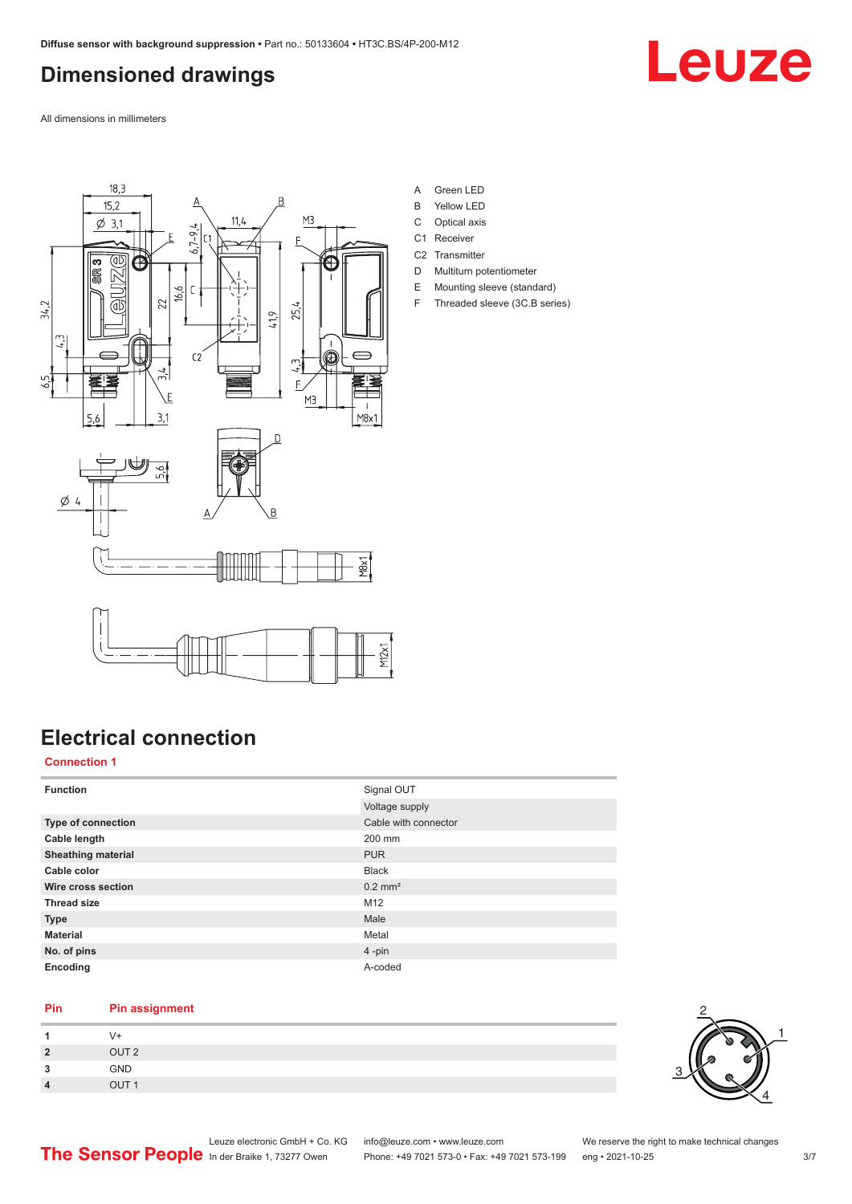# Dimensioned drawings

All dimensions in millimeters

A Green LED
B Yellow LED
C Optical axis
C1 Receiver
C2 Transmitter
D Multiturn potentiometer
E Mounting sleeve (standard)
F Threaded sleeve (3C.B series)

# Electrical connection

## Connection 1

| | |
|---|---|
| **Function** | Signal OUT |
| | Voltage supply |
| **Type of connection** | Cable with connector |
| **Cable length** | 200 mm |
| **Sheathing material** | PUR |
| **Cable color** | Black |
| **Wire cross section** | 0.2 mm² |
| **Thread size** | M12 |
| **Type** | Male |
| **Material** | Metal |
| **No. of pins** | 4 -pin |
| **Encoding** | A-coded |

| Pin | Pin assignment |
|---|---|
| **1** | V+ |
| **2** | OUT 2 |
| **3** | GND |
| **4** | OUT 1 |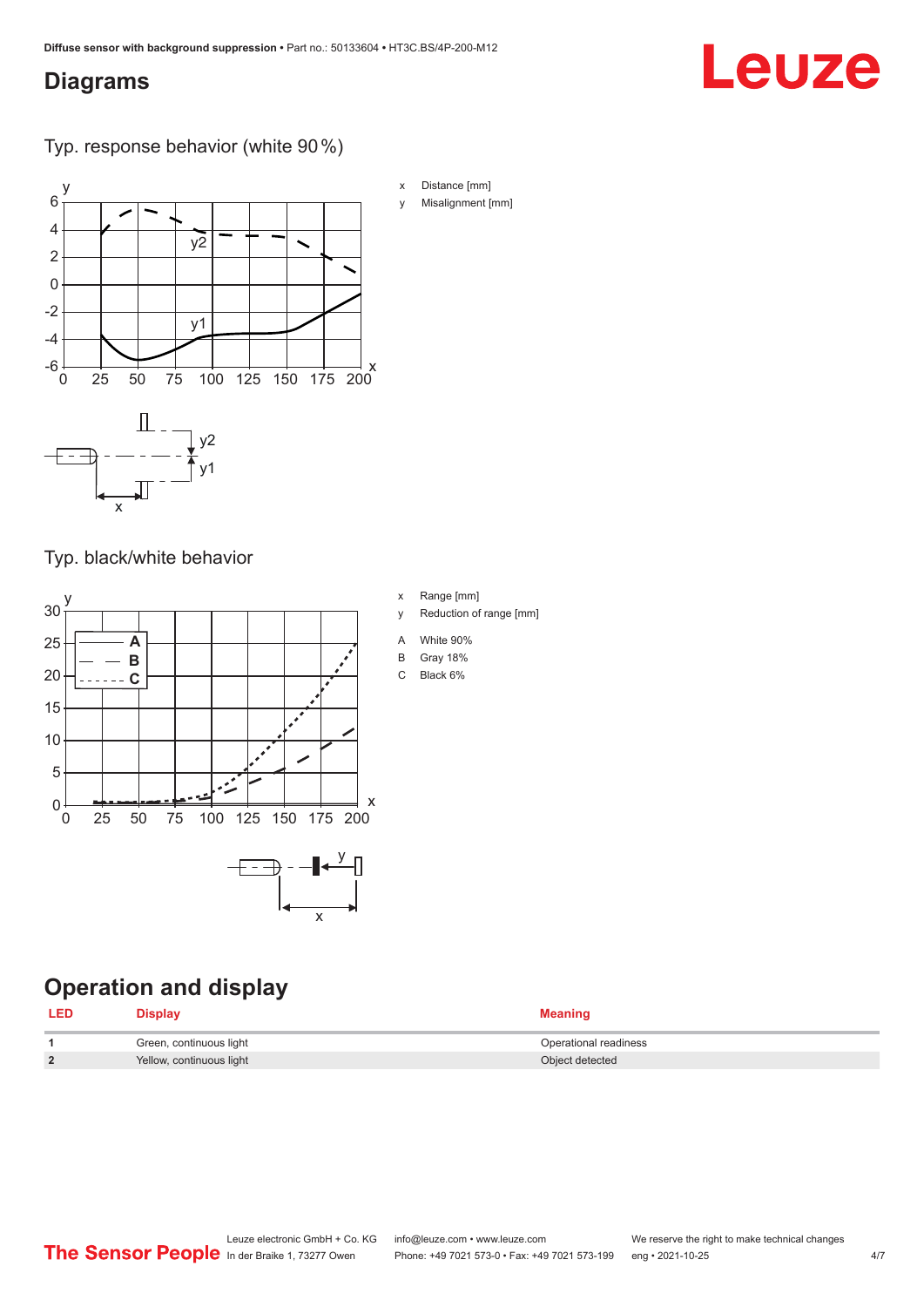## Diagrams

### Typ. response behavior (white 90 %)

x Distance [mm]

y Misalignment [mm]

### Typ. black/white behavior

x Range [mm]

y Reduction of range [mm]

A White 90%

B Gray 18%

C Black 6%

## Operation and display

| LED | Display | Meaning |
|---|---|---|
| 1 | Green, continuous light | Operational readiness |
| 2 | Yellow, continuous light | Object detected |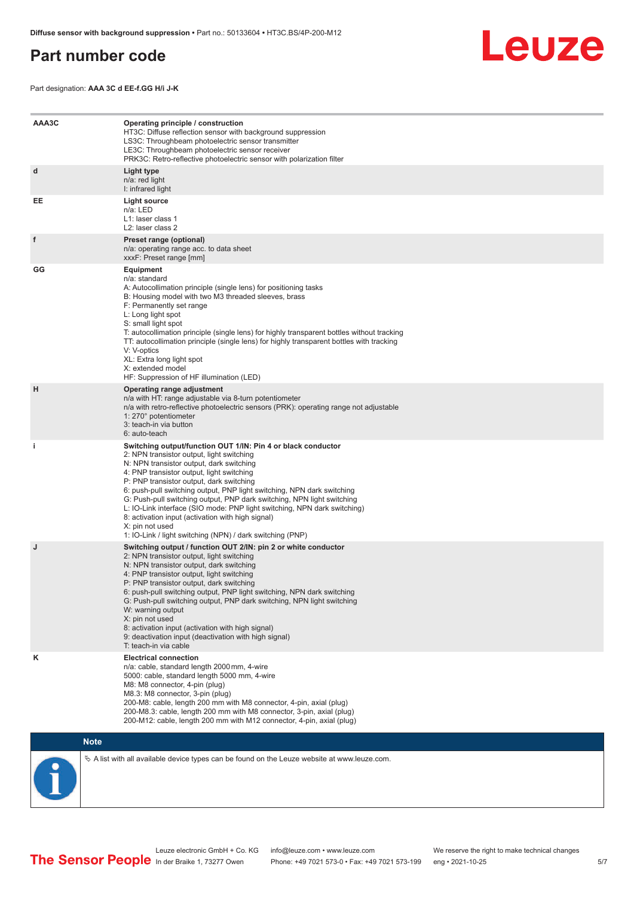## Part number code

Part designation: **AAA 3C d EE-f.GG H/i J-K**

| | |
|---|---|
| **AAA3C** | **Operating principle / construction**<br>HT3C: Diffuse reflection sensor with background suppression<br>LS3C: Throughbeam photoelectric sensor transmitter<br>LE3C: Throughbeam photoelectric sensor receiver<br>PRK3C: Retro-reflective photoelectric sensor with polarization filter |
| **d** | **Light type**<br>n/a: red light<br>I: infrared light |
| **EE** | **Light source**<br>n/a: LED<br>L1: laser class 1<br>L2: laser class 2 |
| **f** | **Preset range (optional)**<br>n/a: operating range acc. to data sheet<br>xxxF: Preset range [mm] |
| **GG** | **Equipment**<br>n/a: standard<br>A: Autocollimation principle (single lens) for positioning tasks<br>B: Housing model with two M3 threaded sleeves, brass<br>F: Permanently set range<br>L: Long light spot<br>S: small light spot<br>T: autocollimation principle (single lens) for highly transparent bottles without tracking<br>TT: autocollimation principle (single lens) for highly transparent bottles with tracking<br>V: V-optics<br>XL: Extra long light spot<br>X: extended model<br>HF: Suppression of HF illumination (LED) |
| **H** | **Operating range adjustment**<br>n/a with HT: range adjustable via 8-turn potentiometer<br>n/a with retro-reflective photoelectric sensors (PRK): operating range not adjustable<br>1: 270° potentiometer<br>3: teach-in via button<br>6: auto-teach |
| **i** | **Switching output/function OUT 1/IN: Pin 4 or black conductor**<br>2: NPN transistor output, light switching<br>N: NPN transistor output, dark switching<br>4: PNP transistor output, light switching<br>P: PNP transistor output, dark switching<br>6: push-pull switching output, PNP light switching, NPN dark switching<br>G: Push-pull switching output, PNP dark switching, NPN light switching<br>L: IO-Link interface (SIO mode: PNP light switching, NPN dark switching)<br>8: activation input (activation with high signal)<br>X: pin not used<br>1: IO-Link / light switching (NPN) / dark switching (PNP) |
| **J** | **Switching output / function OUT 2/IN: pin 2 or white conductor**<br>2: NPN transistor output, light switching<br>N: NPN transistor output, dark switching<br>4: PNP transistor output, light switching<br>P: PNP transistor output, dark switching<br>6: push-pull switching output, PNP light switching, NPN dark switching<br>G: Push-pull switching output, PNP dark switching, NPN light switching<br>W: warning output<br>X: pin not used<br>8: activation input (activation with high signal)<br>9: deactivation input (deactivation with high signal)<br>T: teach-in via cable |
| **K** | **Electrical connection**<br>n/a: cable, standard length 2000 mm, 4-wire<br>5000: cable, standard length 5000 mm, 4-wire<br>M8: M8 connector, 4-pin (plug)<br>M8.3: M8 connector, 3-pin (plug)<br>200-M8: cable, length 200 mm with M8 connector, 4-pin, axial (plug)<br>200-M8.3: cable, length 200 mm with M8 connector, 3-pin, axial (plug)<br>200-M12: cable, length 200 mm with M12 connector, 4-pin, axial (plug) |

**Note**

A list with all available device types can be found on the Leuze website at www.leuze.com.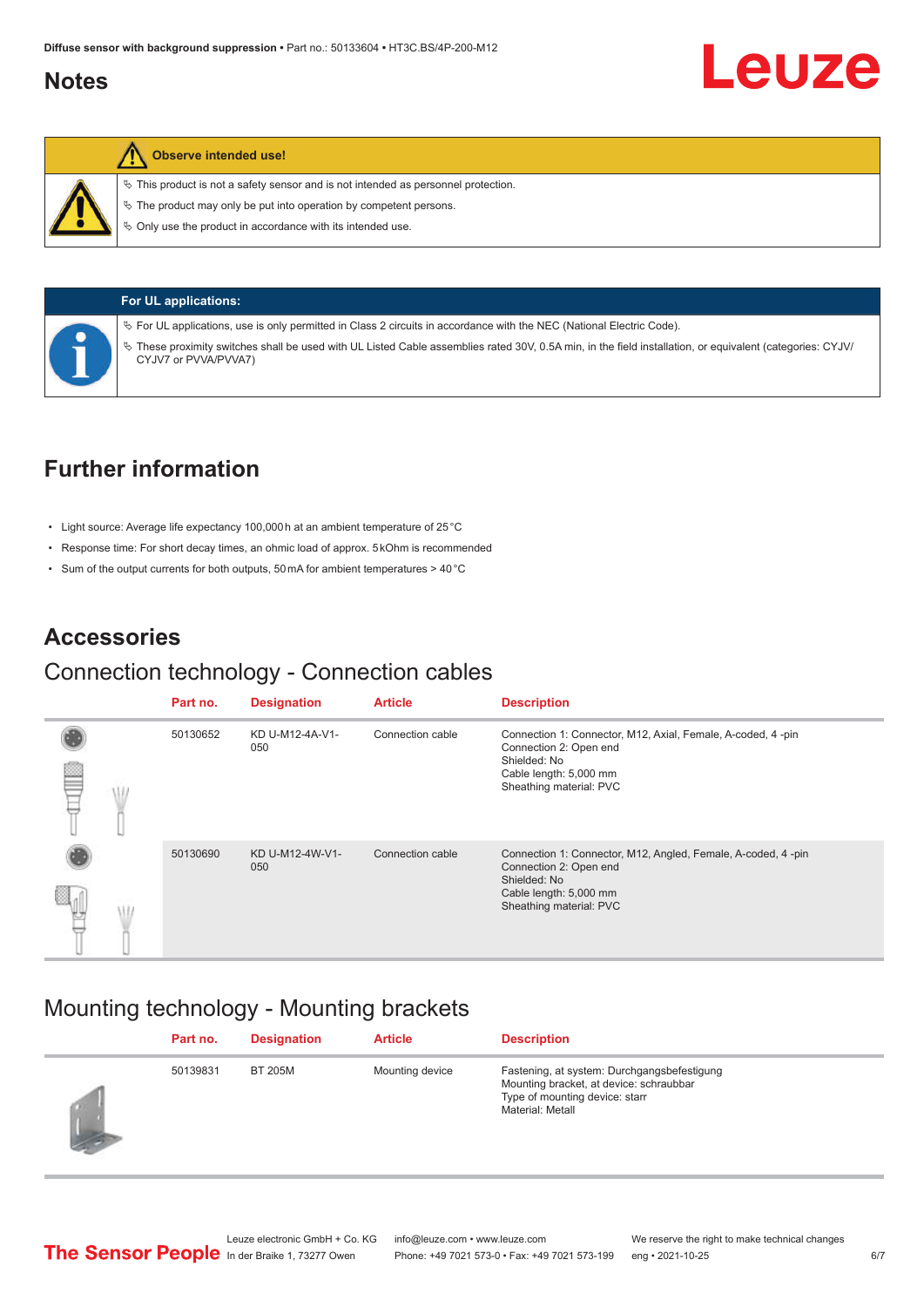## Notes

**Observe intended use!**

- This product is not a safety sensor and is not intended as personnel protection.
- The product may only be put into operation by competent persons.
- Only use the product in accordance with its intended use.

**For UL applications:**

- For UL applications, use is only permitted in Class 2 circuits in accordance with the NEC (National Electric Code).
- These proximity switches shall be used with UL Listed Cable assemblies rated 30V, 0.5A min, in the field installation, or equivalent (categories: CYJV/CYJV7 or PVVA/PVVA7)

## Further information

- Light source: Average life expectancy 100,000 h at an ambient temperature of 25 °C
- Response time: For short decay times, an ohmic load of approx. 5 kOhm is recommended
- Sum of the output currents for both outputs, 50 mA for ambient temperatures > 40 °C

## Accessories

### Connection technology - Connection cables

| Part no. | Designation | Article | Description |
|---|---|---|---|
| 50130652 | KD U-M12-4A-V1-050 | Connection cable | Connection 1: Connector, M12, Axial, Female, A-coded, 4 -pin<br>Connection 2: Open end<br>Shielded: No<br>Cable length: 5,000 mm<br>Sheathing material: PVC |
| 50130690 | KD U-M12-4W-V1-050 | Connection cable | Connection 1: Connector, M12, Angled, Female, A-coded, 4 -pin<br>Connection 2: Open end<br>Shielded: No<br>Cable length: 5,000 mm<br>Sheathing material: PVC |

### Mounting technology - Mounting brackets

| Part no. | Designation | Article | Description |
|---|---|---|---|
| 50139831 | BT 205M | Mounting device | Fastening, at system: Durchgangsbefestigung<br>Mounting bracket, at device: schraubbar<br>Type of mounting device: starr<br>Material: Metall |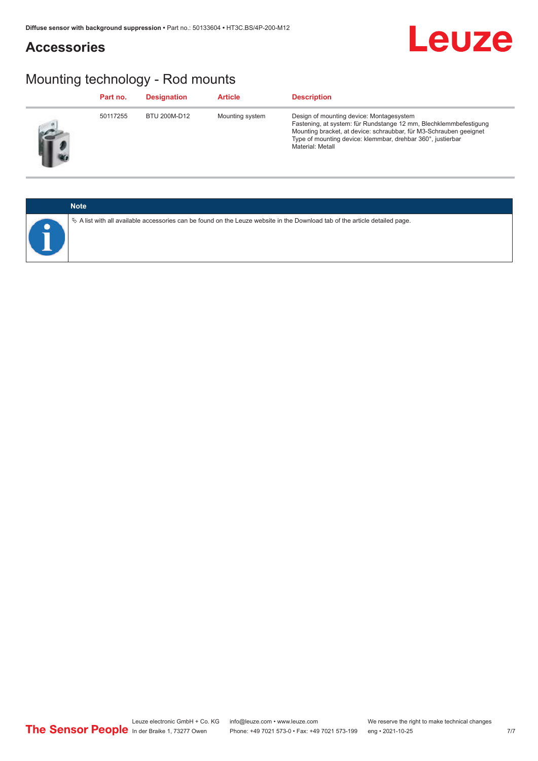## Accessories

# Mounting technology - Rod mounts

| | Part no. | Designation | Article | Description |
|---|---|---|---|---|
| | 50117255 | BTU 200M-D12 | Mounting system | Design of mounting device: Montagesystem<br>Fastening, at system: für Rundstange 12 mm, Blechklemmbefestigung<br>Mounting bracket, at device: schraubbar, für M3-Schrauben geeignet<br>Type of mounting device: klemmbar, drehbar 360°, justierbar<br>Material: Metall |

**Note**

↳ A list with all available accessories can be found on the Leuze website in the Download tab of the article detailed page.